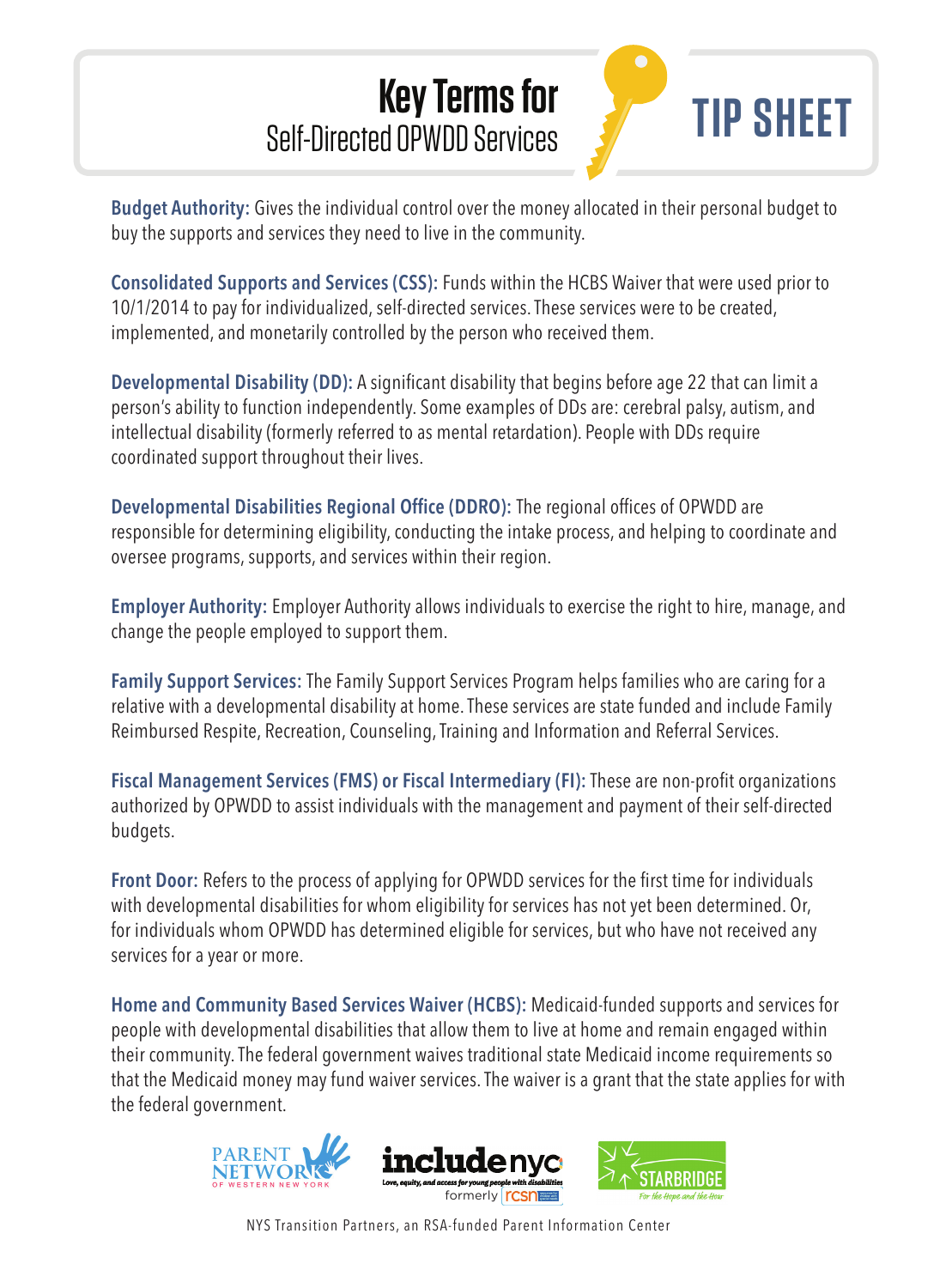# Key Terms for Self-Directed OPWDD Services

## TIP SHEET

**Budget Authority:** Gives the individual control over the money allocated in their personal budget to buy the supports and services they need to live in the community.

**Consolidated Supports and Services (CSS):** Funds within the HCBS Waiver that were used prior to 10/1/2014 to pay for individualized, self-directed services. These services were to be created, implemented, and monetarily controlled by the person who received them.

**Developmental Disability (DD):** A significant disability that begins before age 22 that can limit a person's ability to function independently. Some examples of DDs are: cerebral palsy, autism, and intellectual disability (formerly referred to as mental retardation). People with DDs require coordinated support throughout their lives.

**Developmental Disabilities Regional Office (DDRO):** The regional offices of OPWDD are responsible for determining eligibility, conducting the intake process, and helping to coordinate and oversee programs, supports, and services within their region.

**Employer Authority:** Employer Authority allows individuals to exercise the right to hire, manage, and change the people employed to support them.

**Family Support Services:** The Family Support Services Program helps families who are caring for a relative with a developmental disability at home. These services are state funded and include Family Reimbursed Respite, Recreation, Counseling, Training and Information and Referral Services.

**Fiscal Management Services (FMS) or Fiscal Intermediary (FI):** These are non-profit organizations authorized by OPWDD to assist individuals with the management and payment of their self-directed budgets.

**Front Door:** Refers to the process of applying for OPWDD services for the first time for individuals with developmental disabilities for whom eligibility for services has not yet been determined. Or, for individuals whom OPWDD has determined eligible for services, but who have not received any services for a year or more.

**Home and Community Based Services Waiver (HCBS):** Medicaid-funded supports and services for people with developmental disabilities that allow them to live at home and remain engaged within their community. The federal government waives traditional state Medicaid income requirements so that the Medicaid money may fund waiver services. The waiver is a grant that the state applies for with the federal government.

PARENT NETWORK OF WESTERN NEW YORK

includenyc — Love, equity, and access for young people with disabilities — formerly rcsn

STARBRIDGE — For the Hope and the How

NYS Transition Partners, an RSA-funded Parent Information Center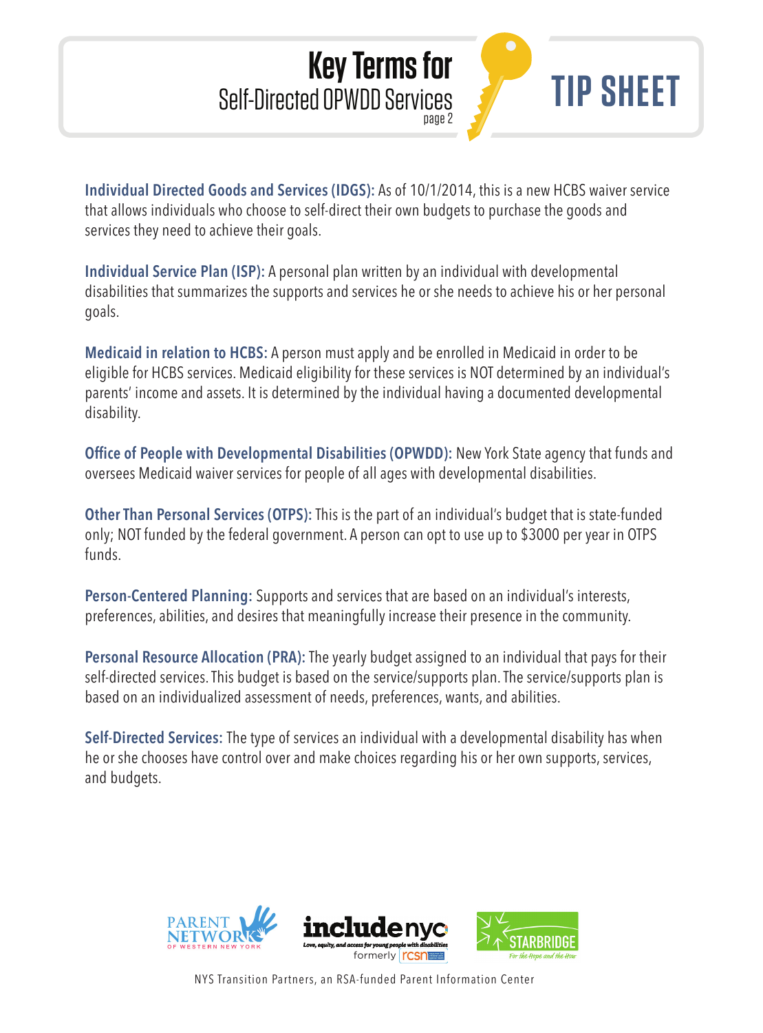# Key Terms for Self-Directed OPWDD Services

page 2

TIP SHEET

**Individual Directed Goods and Services (IDGS):** As of 10/1/2014, this is a new HCBS waiver service that allows individuals who choose to self-direct their own budgets to purchase the goods and services they need to achieve their goals.

**Individual Service Plan (ISP):** A personal plan written by an individual with developmental disabilities that summarizes the supports and services he or she needs to achieve his or her personal goals.

**Medicaid in relation to HCBS:** A person must apply and be enrolled in Medicaid in order to be eligible for HCBS services. Medicaid eligibility for these services is NOT determined by an individual's parents' income and assets. It is determined by the individual having a documented developmental disability.

**Office of People with Developmental Disabilities (OPWDD):** New York State agency that funds and oversees Medicaid waiver services for people of all ages with developmental disabilities.

**Other Than Personal Services (OTPS):** This is the part of an individual's budget that is state-funded only; NOT funded by the federal government. A person can opt to use up to $3000 per year in OTPS funds.

**Person-Centered Planning:** Supports and services that are based on an individual's interests, preferences, abilities, and desires that meaningfully increase their presence in the community.

**Personal Resource Allocation (PRA):** The yearly budget assigned to an individual that pays for their self-directed services. This budget is based on the service/supports plan. The service/supports plan is based on an individualized assessment of needs, preferences, wants, and abilities.

**Self-Directed Services:** The type of services an individual with a developmental disability has when he or she chooses have control over and make choices regarding his or her own supports, services, and budgets.

PARENT NETWORK OF WESTERN NEW YORK

includenyc — Love, equity, and access for young people with disabilities — formerly rcsn

STARBRIDGE — For the Hope and the How

NYS Transition Partners, an RSA-funded Parent Information Center